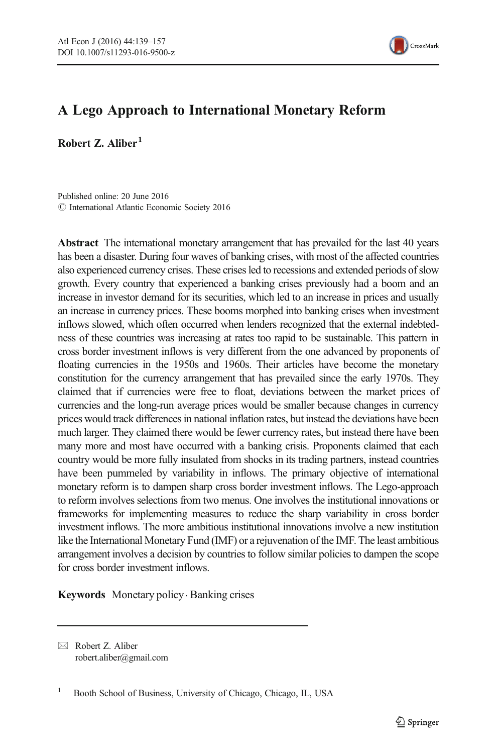# A Lego Approach to International Monetary Reform

**Robert Z. Aliber**[1]

Published online: 20 June 2016
© International Atlantic Economic Society 2016

**Abstract** The international monetary arrangement that has prevailed for the last 40 years has been a disaster. During four waves of banking crises, with most of the affected countries also experienced currency crises. These crises led to recessions and extended periods of slow growth. Every country that experienced a banking crises previously had a boom and an increase in investor demand for its securities, which led to an increase in prices and usually an increase in currency prices. These booms morphed into banking crises when investment inflows slowed, which often occurred when lenders recognized that the external indebtedness of these countries was increasing at rates too rapid to be sustainable. This pattern in cross border investment inflows is very different from the one advanced by proponents of floating currencies in the 1950s and 1960s. Their articles have become the monetary constitution for the currency arrangement that has prevailed since the early 1970s. They claimed that if currencies were free to float, deviations between the market prices of currencies and the long-run average prices would be smaller because changes in currency prices would track differences in national inflation rates, but instead the deviations have been much larger. They claimed there would be fewer currency rates, but instead there have been many more and most have occurred with a banking crisis. Proponents claimed that each country would be more fully insulated from shocks in its trading partners, instead countries have been pummeled by variability in inflows. The primary objective of international monetary reform is to dampen sharp cross border investment inflows. The Lego-approach to reform involves selections from two menus. One involves the institutional innovations or frameworks for implementing measures to reduce the sharp variability in cross border investment inflows. The more ambitious institutional innovations involve a new institution like the International Monetary Fund (IMF) or a rejuvenation of the IMF. The least ambitious arrangement involves a decision by countries to follow similar policies to dampen the scope for cross border investment inflows.

**Keywords** Monetary policy · Banking crises

---

✉ Robert Z. Aliber
robert.aliber@gmail.com

[1] Booth School of Business, University of Chicago, Chicago, IL, USA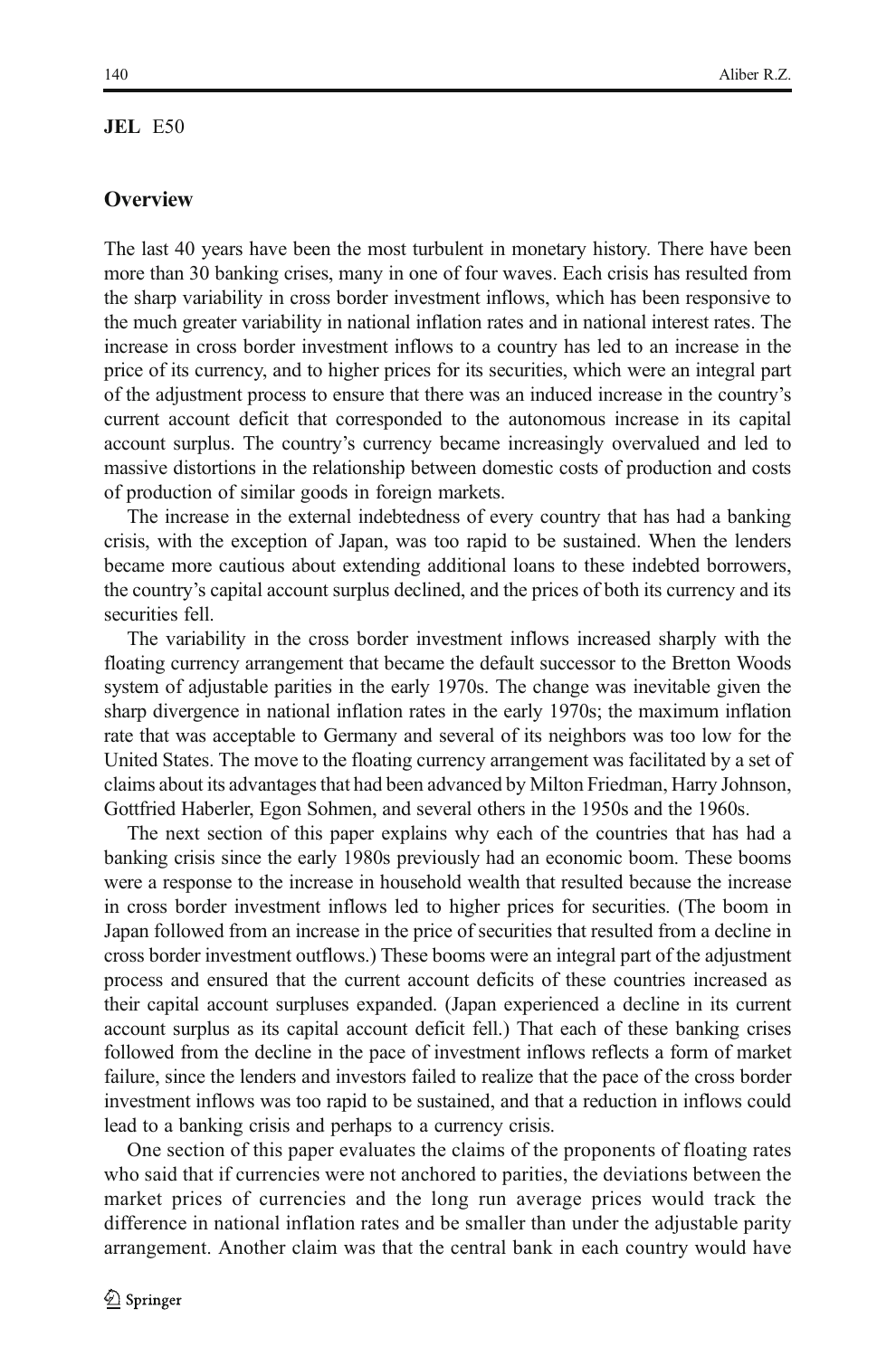**JEL** E50

## Overview

The last 40 years have been the most turbulent in monetary history. There have been more than 30 banking crises, many in one of four waves. Each crisis has resulted from the sharp variability in cross border investment inflows, which has been responsive to the much greater variability in national inflation rates and in national interest rates. The increase in cross border investment inflows to a country has led to an increase in the price of its currency, and to higher prices for its securities, which were an integral part of the adjustment process to ensure that there was an induced increase in the country's current account deficit that corresponded to the autonomous increase in its capital account surplus. The country's currency became increasingly overvalued and led to massive distortions in the relationship between domestic costs of production and costs of production of similar goods in foreign markets.

The increase in the external indebtedness of every country that has had a banking crisis, with the exception of Japan, was too rapid to be sustained. When the lenders became more cautious about extending additional loans to these indebted borrowers, the country's capital account surplus declined, and the prices of both its currency and its securities fell.

The variability in the cross border investment inflows increased sharply with the floating currency arrangement that became the default successor to the Bretton Woods system of adjustable parities in the early 1970s. The change was inevitable given the sharp divergence in national inflation rates in the early 1970s; the maximum inflation rate that was acceptable to Germany and several of its neighbors was too low for the United States. The move to the floating currency arrangement was facilitated by a set of claims about its advantages that had been advanced by Milton Friedman, Harry Johnson, Gottfried Haberler, Egon Sohmen, and several others in the 1950s and the 1960s.

The next section of this paper explains why each of the countries that has had a banking crisis since the early 1980s previously had an economic boom. These booms were a response to the increase in household wealth that resulted because the increase in cross border investment inflows led to higher prices for securities. (The boom in Japan followed from an increase in the price of securities that resulted from a decline in cross border investment outflows.) These booms were an integral part of the adjustment process and ensured that the current account deficits of these countries increased as their capital account surpluses expanded. (Japan experienced a decline in its current account surplus as its capital account deficit fell.) That each of these banking crises followed from the decline in the pace of investment inflows reflects a form of market failure, since the lenders and investors failed to realize that the pace of the cross border investment inflows was too rapid to be sustained, and that a reduction in inflows could lead to a banking crisis and perhaps to a currency crisis.

One section of this paper evaluates the claims of the proponents of floating rates who said that if currencies were not anchored to parities, the deviations between the market prices of currencies and the long run average prices would track the difference in national inflation rates and be smaller than under the adjustable parity arrangement. Another claim was that the central bank in each country would have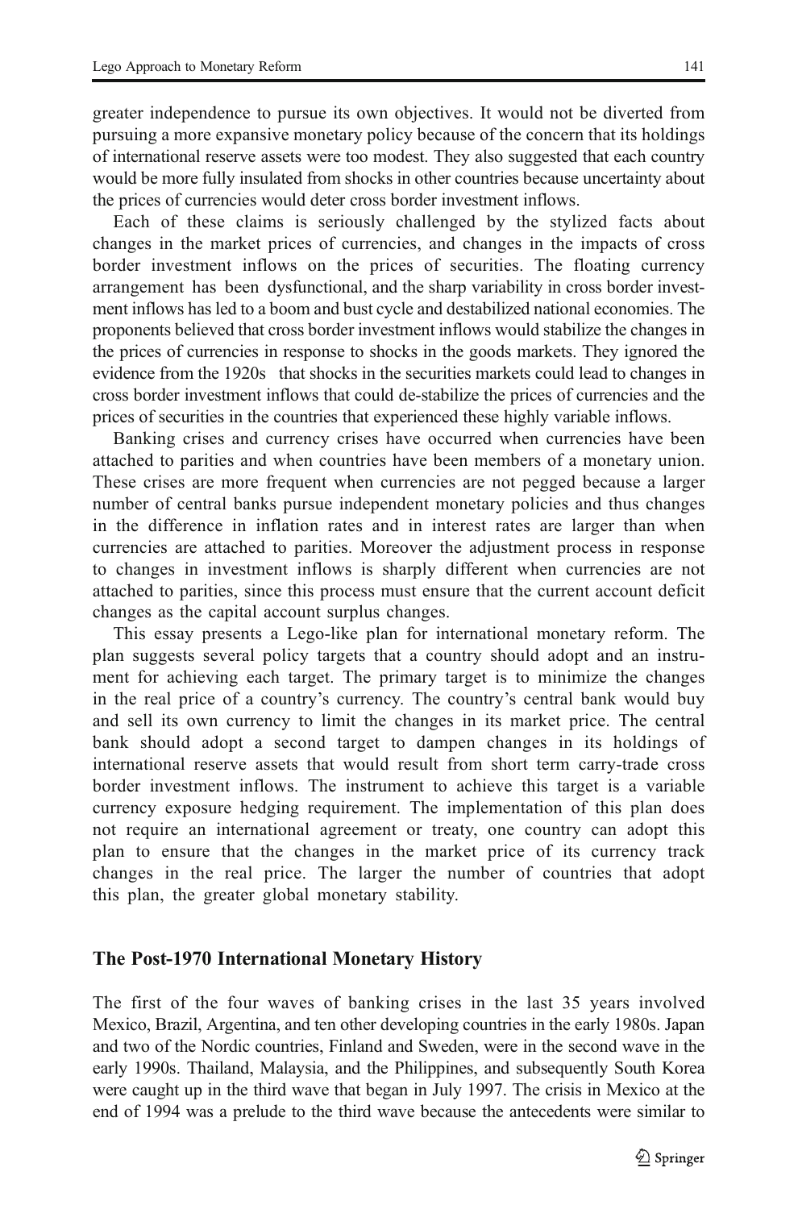greater independence to pursue its own objectives. It would not be diverted from pursuing a more expansive monetary policy because of the concern that its holdings of international reserve assets were too modest. They also suggested that each country would be more fully insulated from shocks in other countries because uncertainty about the prices of currencies would deter cross border investment inflows.

Each of these claims is seriously challenged by the stylized facts about changes in the market prices of currencies, and changes in the impacts of cross border investment inflows on the prices of securities. The floating currency arrangement has been dysfunctional, and the sharp variability in cross border investment inflows has led to a boom and bust cycle and destabilized national economies. The proponents believed that cross border investment inflows would stabilize the changes in the prices of currencies in response to shocks in the goods markets. They ignored the evidence from the 1920s that shocks in the securities markets could lead to changes in cross border investment inflows that could de-stabilize the prices of currencies and the prices of securities in the countries that experienced these highly variable inflows.

Banking crises and currency crises have occurred when currencies have been attached to parities and when countries have been members of a monetary union. These crises are more frequent when currencies are not pegged because a larger number of central banks pursue independent monetary policies and thus changes in the difference in inflation rates and in interest rates are larger than when currencies are attached to parities. Moreover the adjustment process in response to changes in investment inflows is sharply different when currencies are not attached to parities, since this process must ensure that the current account deficit changes as the capital account surplus changes.

This essay presents a Lego-like plan for international monetary reform. The plan suggests several policy targets that a country should adopt and an instrument for achieving each target. The primary target is to minimize the changes in the real price of a country's currency. The country's central bank would buy and sell its own currency to limit the changes in its market price. The central bank should adopt a second target to dampen changes in its holdings of international reserve assets that would result from short term carry-trade cross border investment inflows. The instrument to achieve this target is a variable currency exposure hedging requirement. The implementation of this plan does not require an international agreement or treaty, one country can adopt this plan to ensure that the changes in the market price of its currency track changes in the real price. The larger the number of countries that adopt this plan, the greater global monetary stability.

## The Post-1970 International Monetary History

The first of the four waves of banking crises in the last 35 years involved Mexico, Brazil, Argentina, and ten other developing countries in the early 1980s. Japan and two of the Nordic countries, Finland and Sweden, were in the second wave in the early 1990s. Thailand, Malaysia, and the Philippines, and subsequently South Korea were caught up in the third wave that began in July 1997. The crisis in Mexico at the end of 1994 was a prelude to the third wave because the antecedents were similar to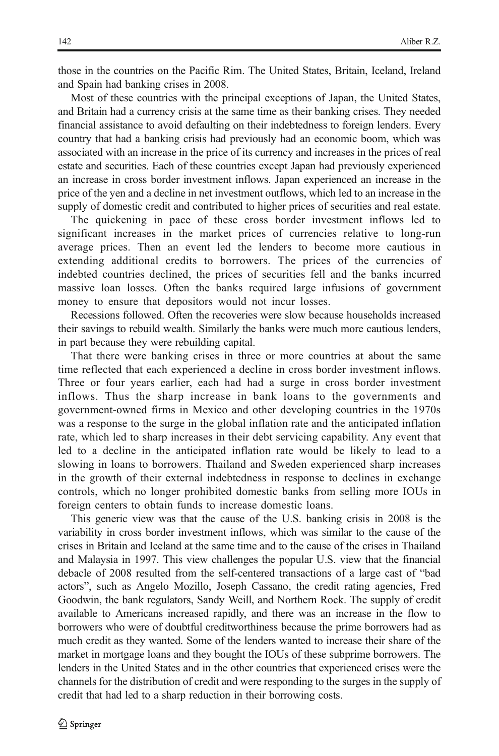those in the countries on the Pacific Rim. The United States, Britain, Iceland, Ireland and Spain had banking crises in 2008.

Most of these countries with the principal exceptions of Japan, the United States, and Britain had a currency crisis at the same time as their banking crises. They needed financial assistance to avoid defaulting on their indebtedness to foreign lenders. Every country that had a banking crisis had previously had an economic boom, which was associated with an increase in the price of its currency and increases in the prices of real estate and securities. Each of these countries except Japan had previously experienced an increase in cross border investment inflows. Japan experienced an increase in the price of the yen and a decline in net investment outflows, which led to an increase in the supply of domestic credit and contributed to higher prices of securities and real estate.

The quickening in pace of these cross border investment inflows led to significant increases in the market prices of currencies relative to long-run average prices. Then an event led the lenders to become more cautious in extending additional credits to borrowers. The prices of the currencies of indebted countries declined, the prices of securities fell and the banks incurred massive loan losses. Often the banks required large infusions of government money to ensure that depositors would not incur losses.

Recessions followed. Often the recoveries were slow because households increased their savings to rebuild wealth. Similarly the banks were much more cautious lenders, in part because they were rebuilding capital.

That there were banking crises in three or more countries at about the same time reflected that each experienced a decline in cross border investment inflows. Three or four years earlier, each had had a surge in cross border investment inflows. Thus the sharp increase in bank loans to the governments and government-owned firms in Mexico and other developing countries in the 1970s was a response to the surge in the global inflation rate and the anticipated inflation rate, which led to sharp increases in their debt servicing capability. Any event that led to a decline in the anticipated inflation rate would be likely to lead to a slowing in loans to borrowers. Thailand and Sweden experienced sharp increases in the growth of their external indebtedness in response to declines in exchange controls, which no longer prohibited domestic banks from selling more IOUs in foreign centers to obtain funds to increase domestic loans.

This generic view was that the cause of the U.S. banking crisis in 2008 is the variability in cross border investment inflows, which was similar to the cause of the crises in Britain and Iceland at the same time and to the cause of the crises in Thailand and Malaysia in 1997. This view challenges the popular U.S. view that the financial debacle of 2008 resulted from the self-centered transactions of a large cast of "bad actors", such as Angelo Mozillo, Joseph Cassano, the credit rating agencies, Fred Goodwin, the bank regulators, Sandy Weill, and Northern Rock. The supply of credit available to Americans increased rapidly, and there was an increase in the flow to borrowers who were of doubtful creditworthiness because the prime borrowers had as much credit as they wanted. Some of the lenders wanted to increase their share of the market in mortgage loans and they bought the IOUs of these subprime borrowers. The lenders in the United States and in the other countries that experienced crises were the channels for the distribution of credit and were responding to the surges in the supply of credit that had led to a sharp reduction in their borrowing costs.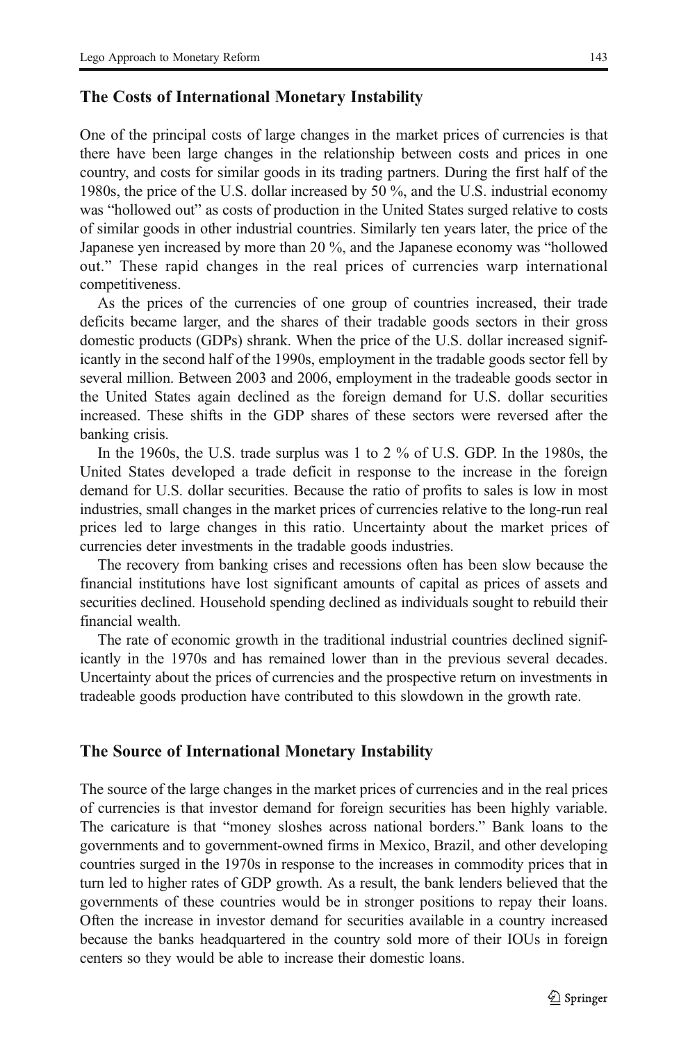## The Costs of International Monetary Instability

One of the principal costs of large changes in the market prices of currencies is that there have been large changes in the relationship between costs and prices in one country, and costs for similar goods in its trading partners. During the first half of the 1980s, the price of the U.S. dollar increased by 50 %, and the U.S. industrial economy was "hollowed out" as costs of production in the United States surged relative to costs of similar goods in other industrial countries. Similarly ten years later, the price of the Japanese yen increased by more than 20 %, and the Japanese economy was "hollowed out." These rapid changes in the real prices of currencies warp international competitiveness.

As the prices of the currencies of one group of countries increased, their trade deficits became larger, and the shares of their tradable goods sectors in their gross domestic products (GDPs) shrank. When the price of the U.S. dollar increased significantly in the second half of the 1990s, employment in the tradable goods sector fell by several million. Between 2003 and 2006, employment in the tradeable goods sector in the United States again declined as the foreign demand for U.S. dollar securities increased. These shifts in the GDP shares of these sectors were reversed after the banking crisis.

In the 1960s, the U.S. trade surplus was 1 to 2 % of U.S. GDP. In the 1980s, the United States developed a trade deficit in response to the increase in the foreign demand for U.S. dollar securities. Because the ratio of profits to sales is low in most industries, small changes in the market prices of currencies relative to the long-run real prices led to large changes in this ratio. Uncertainty about the market prices of currencies deter investments in the tradable goods industries.

The recovery from banking crises and recessions often has been slow because the financial institutions have lost significant amounts of capital as prices of assets and securities declined. Household spending declined as individuals sought to rebuild their financial wealth.

The rate of economic growth in the traditional industrial countries declined significantly in the 1970s and has remained lower than in the previous several decades. Uncertainty about the prices of currencies and the prospective return on investments in tradeable goods production have contributed to this slowdown in the growth rate.

## The Source of International Monetary Instability

The source of the large changes in the market prices of currencies and in the real prices of currencies is that investor demand for foreign securities has been highly variable. The caricature is that "money sloshes across national borders." Bank loans to the governments and to government-owned firms in Mexico, Brazil, and other developing countries surged in the 1970s in response to the increases in commodity prices that in turn led to higher rates of GDP growth. As a result, the bank lenders believed that the governments of these countries would be in stronger positions to repay their loans. Often the increase in investor demand for securities available in a country increased because the banks headquartered in the country sold more of their IOUs in foreign centers so they would be able to increase their domestic loans.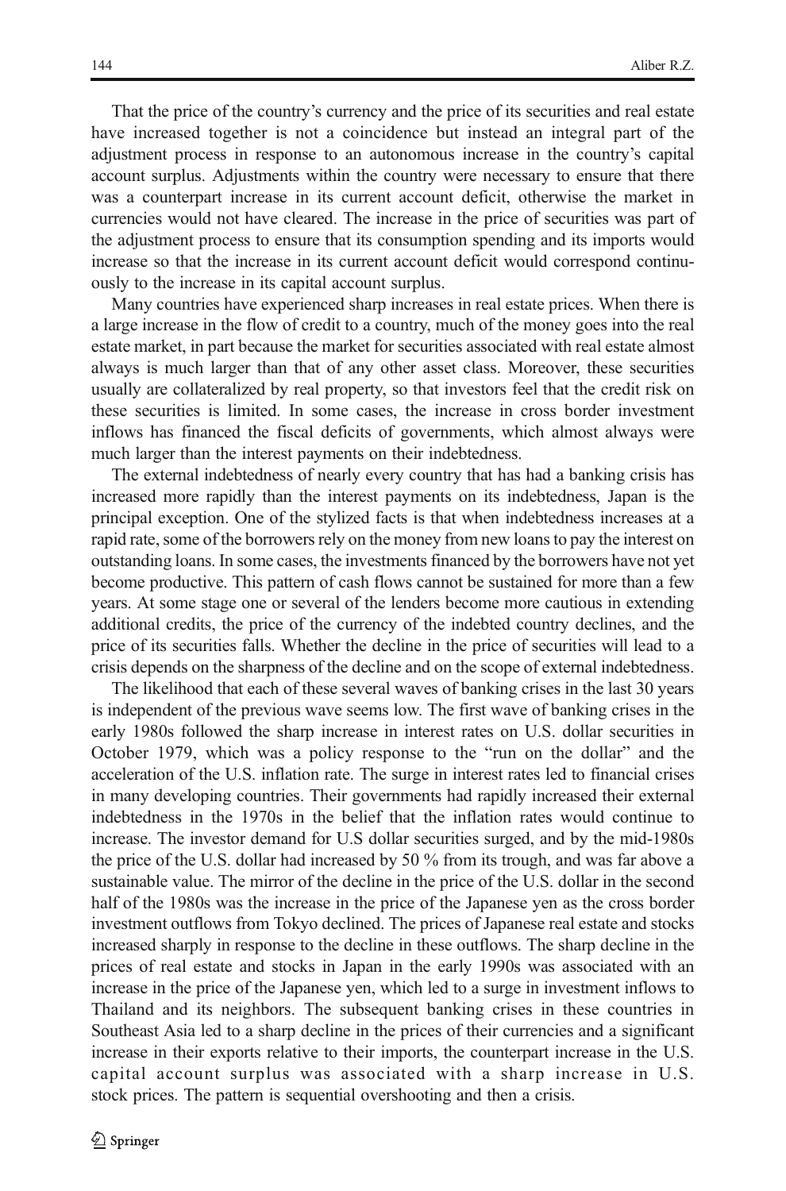That the price of the country's currency and the price of its securities and real estate have increased together is not a coincidence but instead an integral part of the adjustment process in response to an autonomous increase in the country's capital account surplus. Adjustments within the country were necessary to ensure that there was a counterpart increase in its current account deficit, otherwise the market in currencies would not have cleared. The increase in the price of securities was part of the adjustment process to ensure that its consumption spending and its imports would increase so that the increase in its current account deficit would correspond continuously to the increase in its capital account surplus.

Many countries have experienced sharp increases in real estate prices. When there is a large increase in the flow of credit to a country, much of the money goes into the real estate market, in part because the market for securities associated with real estate almost always is much larger than that of any other asset class. Moreover, these securities usually are collateralized by real property, so that investors feel that the credit risk on these securities is limited. In some cases, the increase in cross border investment inflows has financed the fiscal deficits of governments, which almost always were much larger than the interest payments on their indebtedness.

The external indebtedness of nearly every country that has had a banking crisis has increased more rapidly than the interest payments on its indebtedness, Japan is the principal exception. One of the stylized facts is that when indebtedness increases at a rapid rate, some of the borrowers rely on the money from new loans to pay the interest on outstanding loans. In some cases, the investments financed by the borrowers have not yet become productive. This pattern of cash flows cannot be sustained for more than a few years. At some stage one or several of the lenders become more cautious in extending additional credits, the price of the currency of the indebted country declines, and the price of its securities falls. Whether the decline in the price of securities will lead to a crisis depends on the sharpness of the decline and on the scope of external indebtedness.

The likelihood that each of these several waves of banking crises in the last 30 years is independent of the previous wave seems low. The first wave of banking crises in the early 1980s followed the sharp increase in interest rates on U.S. dollar securities in October 1979, which was a policy response to the "run on the dollar" and the acceleration of the U.S. inflation rate. The surge in interest rates led to financial crises in many developing countries. Their governments had rapidly increased their external indebtedness in the 1970s in the belief that the inflation rates would continue to increase. The investor demand for U.S dollar securities surged, and by the mid-1980s the price of the U.S. dollar had increased by 50 % from its trough, and was far above a sustainable value. The mirror of the decline in the price of the U.S. dollar in the second half of the 1980s was the increase in the price of the Japanese yen as the cross border investment outflows from Tokyo declined. The prices of Japanese real estate and stocks increased sharply in response to the decline in these outflows. The sharp decline in the prices of real estate and stocks in Japan in the early 1990s was associated with an increase in the price of the Japanese yen, which led to a surge in investment inflows to Thailand and its neighbors. The subsequent banking crises in these countries in Southeast Asia led to a sharp decline in the prices of their currencies and a significant increase in their exports relative to their imports, the counterpart increase in the U.S. capital account surplus was associated with a sharp increase in U.S. stock prices. The pattern is sequential overshooting and then a crisis.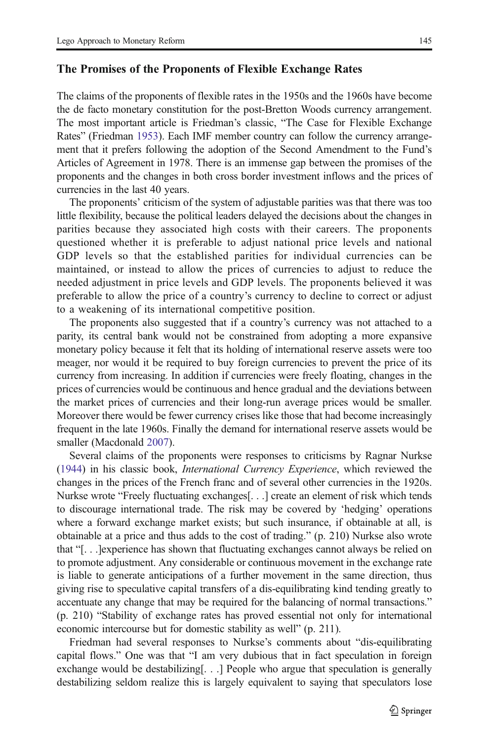## The Promises of the Proponents of Flexible Exchange Rates

The claims of the proponents of flexible rates in the 1950s and the 1960s have become the de facto monetary constitution for the post-Bretton Woods currency arrangement. The most important article is Friedman's classic, "The Case for Flexible Exchange Rates" (Friedman 1953). Each IMF member country can follow the currency arrangement that it prefers following the adoption of the Second Amendment to the Fund's Articles of Agreement in 1978. There is an immense gap between the promises of the proponents and the changes in both cross border investment inflows and the prices of currencies in the last 40 years.

The proponents' criticism of the system of adjustable parities was that there was too little flexibility, because the political leaders delayed the decisions about the changes in parities because they associated high costs with their careers. The proponents questioned whether it is preferable to adjust national price levels and national GDP levels so that the established parities for individual currencies can be maintained, or instead to allow the prices of currencies to adjust to reduce the needed adjustment in price levels and GDP levels. The proponents believed it was preferable to allow the price of a country's currency to decline to correct or adjust to a weakening of its international competitive position.

The proponents also suggested that if a country's currency was not attached to a parity, its central bank would not be constrained from adopting a more expansive monetary policy because it felt that its holding of international reserve assets were too meager, nor would it be required to buy foreign currencies to prevent the price of its currency from increasing. In addition if currencies were freely floating, changes in the prices of currencies would be continuous and hence gradual and the deviations between the market prices of currencies and their long-run average prices would be smaller. Moreover there would be fewer currency crises like those that had become increasingly frequent in the late 1960s. Finally the demand for international reserve assets would be smaller (Macdonald 2007).

Several claims of the proponents were responses to criticisms by Ragnar Nurkse (1944) in his classic book, *International Currency Experience*, which reviewed the changes in the prices of the French franc and of several other currencies in the 1920s. Nurkse wrote "Freely fluctuating exchanges[. . .] create an element of risk which tends to discourage international trade. The risk may be covered by 'hedging' operations where a forward exchange market exists; but such insurance, if obtainable at all, is obtainable at a price and thus adds to the cost of trading." (p. 210) Nurkse also wrote that "[. . .]experience has shown that fluctuating exchanges cannot always be relied on to promote adjustment. Any considerable or continuous movement in the exchange rate is liable to generate anticipations of a further movement in the same direction, thus giving rise to speculative capital transfers of a dis-equilibrating kind tending greatly to accentuate any change that may be required for the balancing of normal transactions." (p. 210) "Stability of exchange rates has proved essential not only for international economic intercourse but for domestic stability as well" (p. 211).

Friedman had several responses to Nurkse's comments about "dis-equilibrating capital flows." One was that "I am very dubious that in fact speculation in foreign exchange would be destabilizing[. . .] People who argue that speculation is generally destabilizing seldom realize this is largely equivalent to saying that speculators lose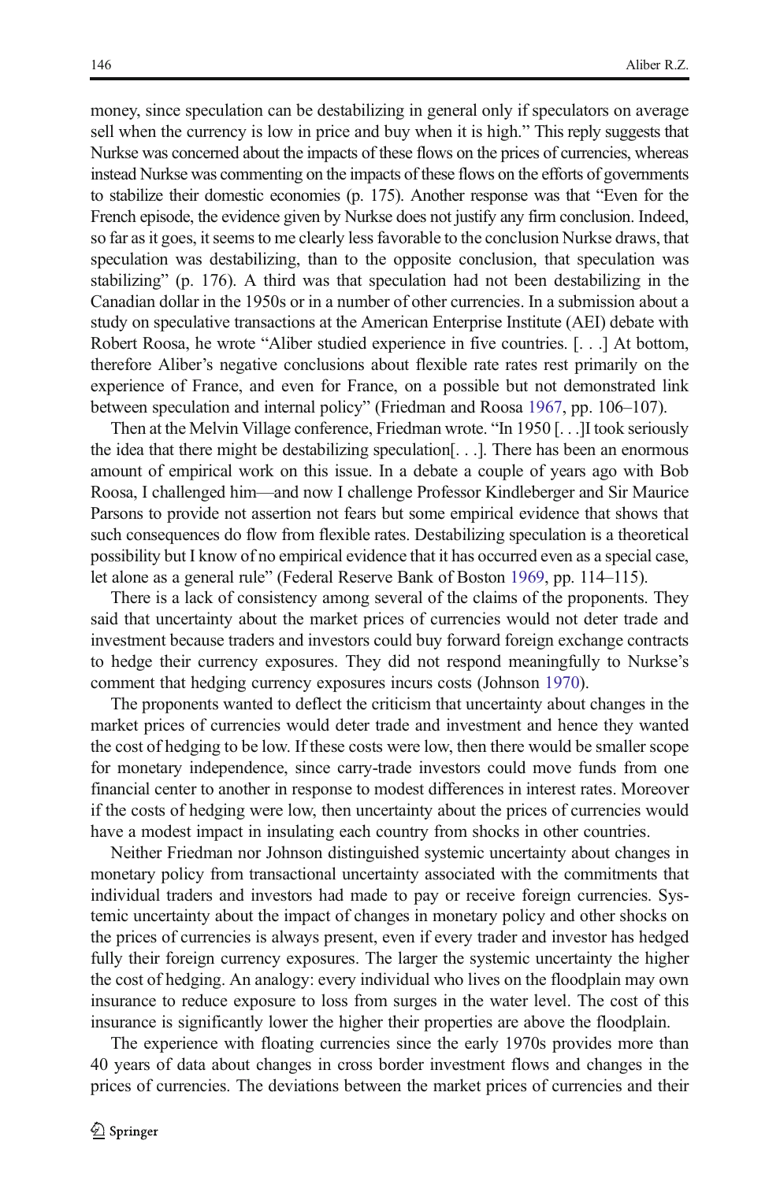money, since speculation can be destabilizing in general only if speculators on average sell when the currency is low in price and buy when it is high." This reply suggests that Nurkse was concerned about the impacts of these flows on the prices of currencies, whereas instead Nurkse was commenting on the impacts of these flows on the efforts of governments to stabilize their domestic economies (p. 175). Another response was that "Even for the French episode, the evidence given by Nurkse does not justify any firm conclusion. Indeed, so far as it goes, it seems to me clearly less favorable to the conclusion Nurkse draws, that speculation was destabilizing, than to the opposite conclusion, that speculation was stabilizing" (p. 176). A third was that speculation had not been destabilizing in the Canadian dollar in the 1950s or in a number of other currencies. In a submission about a study on speculative transactions at the American Enterprise Institute (AEI) debate with Robert Roosa, he wrote "Aliber studied experience in five countries. [. . .] At bottom, therefore Aliber's negative conclusions about flexible rate rates rest primarily on the experience of France, and even for France, on a possible but not demonstrated link between speculation and internal policy" (Friedman and Roosa 1967, pp. 106–107).

Then at the Melvin Village conference, Friedman wrote. "In 1950 [. . .]I took seriously the idea that there might be destabilizing speculation[. . .]. There has been an enormous amount of empirical work on this issue. In a debate a couple of years ago with Bob Roosa, I challenged him—and now I challenge Professor Kindleberger and Sir Maurice Parsons to provide not assertion not fears but some empirical evidence that shows that such consequences do flow from flexible rates. Destabilizing speculation is a theoretical possibility but I know of no empirical evidence that it has occurred even as a special case, let alone as a general rule" (Federal Reserve Bank of Boston 1969, pp. 114–115).

There is a lack of consistency among several of the claims of the proponents. They said that uncertainty about the market prices of currencies would not deter trade and investment because traders and investors could buy forward foreign exchange contracts to hedge their currency exposures. They did not respond meaningfully to Nurkse's comment that hedging currency exposures incurs costs (Johnson 1970).

The proponents wanted to deflect the criticism that uncertainty about changes in the market prices of currencies would deter trade and investment and hence they wanted the cost of hedging to be low. If these costs were low, then there would be smaller scope for monetary independence, since carry-trade investors could move funds from one financial center to another in response to modest differences in interest rates. Moreover if the costs of hedging were low, then uncertainty about the prices of currencies would have a modest impact in insulating each country from shocks in other countries.

Neither Friedman nor Johnson distinguished systemic uncertainty about changes in monetary policy from transactional uncertainty associated with the commitments that individual traders and investors had made to pay or receive foreign currencies. Systemic uncertainty about the impact of changes in monetary policy and other shocks on the prices of currencies is always present, even if every trader and investor has hedged fully their foreign currency exposures. The larger the systemic uncertainty the higher the cost of hedging. An analogy: every individual who lives on the floodplain may own insurance to reduce exposure to loss from surges in the water level. The cost of this insurance is significantly lower the higher their properties are above the floodplain.

The experience with floating currencies since the early 1970s provides more than 40 years of data about changes in cross border investment flows and changes in the prices of currencies. The deviations between the market prices of currencies and their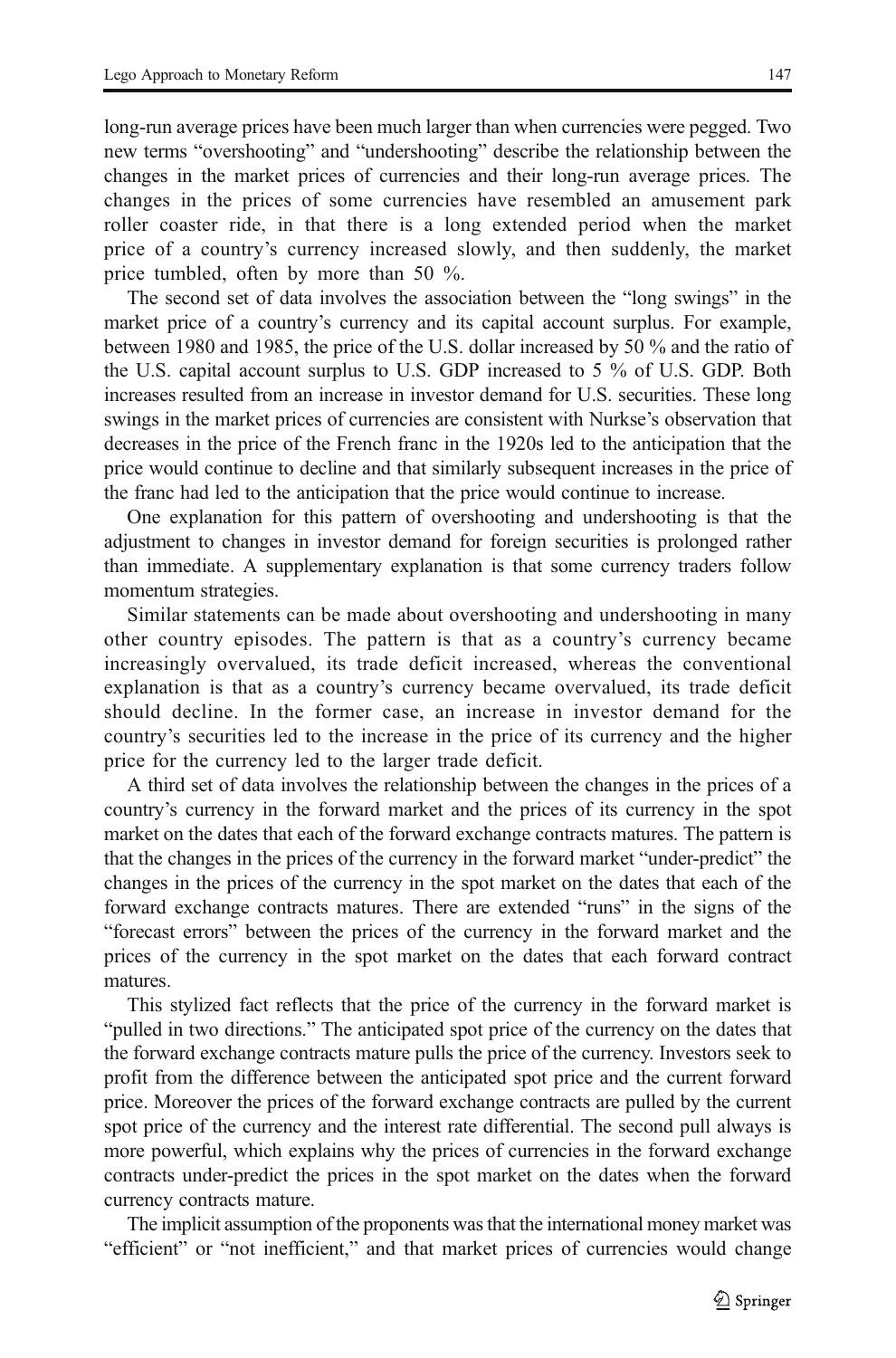long-run average prices have been much larger than when currencies were pegged. Two new terms "overshooting" and "undershooting" describe the relationship between the changes in the market prices of currencies and their long-run average prices. The changes in the prices of some currencies have resembled an amusement park roller coaster ride, in that there is a long extended period when the market price of a country's currency increased slowly, and then suddenly, the market price tumbled, often by more than 50 %.

The second set of data involves the association between the "long swings" in the market price of a country's currency and its capital account surplus. For example, between 1980 and 1985, the price of the U.S. dollar increased by 50 % and the ratio of the U.S. capital account surplus to U.S. GDP increased to 5 % of U.S. GDP. Both increases resulted from an increase in investor demand for U.S. securities. These long swings in the market prices of currencies are consistent with Nurkse's observation that decreases in the price of the French franc in the 1920s led to the anticipation that the price would continue to decline and that similarly subsequent increases in the price of the franc had led to the anticipation that the price would continue to increase.

One explanation for this pattern of overshooting and undershooting is that the adjustment to changes in investor demand for foreign securities is prolonged rather than immediate. A supplementary explanation is that some currency traders follow momentum strategies.

Similar statements can be made about overshooting and undershooting in many other country episodes. The pattern is that as a country's currency became increasingly overvalued, its trade deficit increased, whereas the conventional explanation is that as a country's currency became overvalued, its trade deficit should decline. In the former case, an increase in investor demand for the country's securities led to the increase in the price of its currency and the higher price for the currency led to the larger trade deficit.

A third set of data involves the relationship between the changes in the prices of a country's currency in the forward market and the prices of its currency in the spot market on the dates that each of the forward exchange contracts matures. The pattern is that the changes in the prices of the currency in the forward market "under-predict" the changes in the prices of the currency in the spot market on the dates that each of the forward exchange contracts matures. There are extended "runs" in the signs of the "forecast errors" between the prices of the currency in the forward market and the prices of the currency in the spot market on the dates that each forward contract matures.

This stylized fact reflects that the price of the currency in the forward market is "pulled in two directions." The anticipated spot price of the currency on the dates that the forward exchange contracts mature pulls the price of the currency. Investors seek to profit from the difference between the anticipated spot price and the current forward price. Moreover the prices of the forward exchange contracts are pulled by the current spot price of the currency and the interest rate differential. The second pull always is more powerful, which explains why the prices of currencies in the forward exchange contracts under-predict the prices in the spot market on the dates when the forward currency contracts mature.

The implicit assumption of the proponents was that the international money market was "efficient" or "not inefficient," and that market prices of currencies would change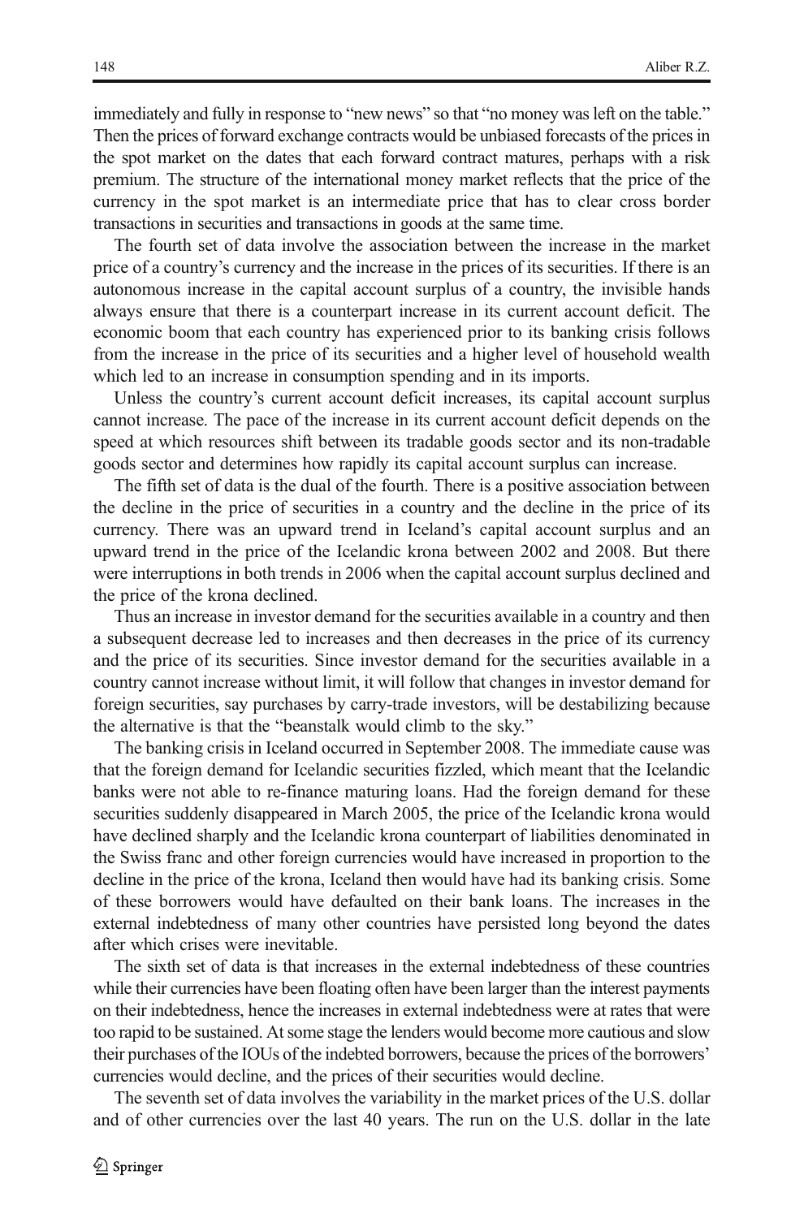immediately and fully in response to "new news" so that "no money was left on the table." Then the prices of forward exchange contracts would be unbiased forecasts of the prices in the spot market on the dates that each forward contract matures, perhaps with a risk premium. The structure of the international money market reflects that the price of the currency in the spot market is an intermediate price that has to clear cross border transactions in securities and transactions in goods at the same time.

The fourth set of data involve the association between the increase in the market price of a country's currency and the increase in the prices of its securities. If there is an autonomous increase in the capital account surplus of a country, the invisible hands always ensure that there is a counterpart increase in its current account deficit. The economic boom that each country has experienced prior to its banking crisis follows from the increase in the price of its securities and a higher level of household wealth which led to an increase in consumption spending and in its imports.

Unless the country's current account deficit increases, its capital account surplus cannot increase. The pace of the increase in its current account deficit depends on the speed at which resources shift between its tradable goods sector and its non-tradable goods sector and determines how rapidly its capital account surplus can increase.

The fifth set of data is the dual of the fourth. There is a positive association between the decline in the price of securities in a country and the decline in the price of its currency. There was an upward trend in Iceland's capital account surplus and an upward trend in the price of the Icelandic krona between 2002 and 2008. But there were interruptions in both trends in 2006 when the capital account surplus declined and the price of the krona declined.

Thus an increase in investor demand for the securities available in a country and then a subsequent decrease led to increases and then decreases in the price of its currency and the price of its securities. Since investor demand for the securities available in a country cannot increase without limit, it will follow that changes in investor demand for foreign securities, say purchases by carry-trade investors, will be destabilizing because the alternative is that the "beanstalk would climb to the sky."

The banking crisis in Iceland occurred in September 2008. The immediate cause was that the foreign demand for Icelandic securities fizzled, which meant that the Icelandic banks were not able to re-finance maturing loans. Had the foreign demand for these securities suddenly disappeared in March 2005, the price of the Icelandic krona would have declined sharply and the Icelandic krona counterpart of liabilities denominated in the Swiss franc and other foreign currencies would have increased in proportion to the decline in the price of the krona, Iceland then would have had its banking crisis. Some of these borrowers would have defaulted on their bank loans. The increases in the external indebtedness of many other countries have persisted long beyond the dates after which crises were inevitable.

The sixth set of data is that increases in the external indebtedness of these countries while their currencies have been floating often have been larger than the interest payments on their indebtedness, hence the increases in external indebtedness were at rates that were too rapid to be sustained. At some stage the lenders would become more cautious and slow their purchases of the IOUs of the indebted borrowers, because the prices of the borrowers' currencies would decline, and the prices of their securities would decline.

The seventh set of data involves the variability in the market prices of the U.S. dollar and of other currencies over the last 40 years. The run on the U.S. dollar in the late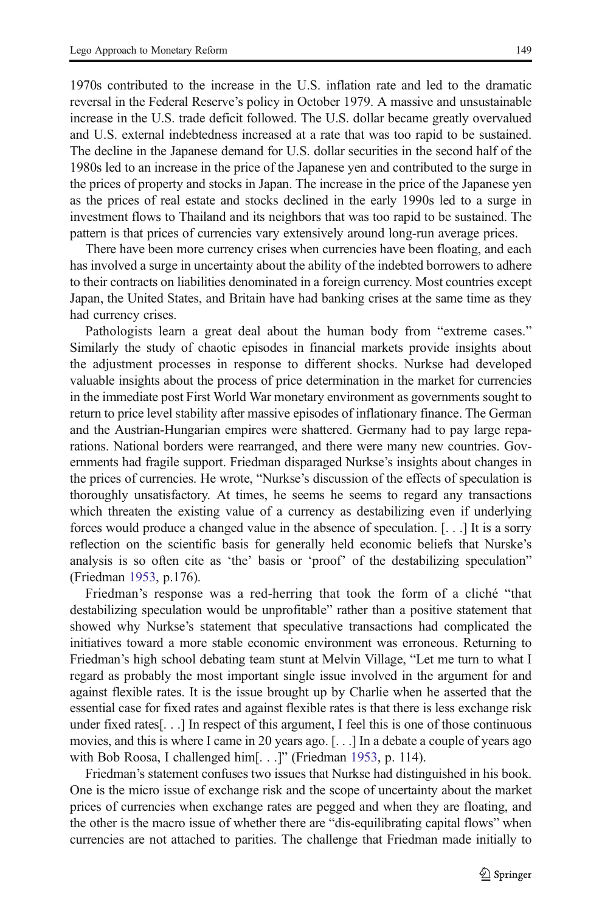1970s contributed to the increase in the U.S. inflation rate and led to the dramatic reversal in the Federal Reserve's policy in October 1979. A massive and unsustainable increase in the U.S. trade deficit followed. The U.S. dollar became greatly overvalued and U.S. external indebtedness increased at a rate that was too rapid to be sustained. The decline in the Japanese demand for U.S. dollar securities in the second half of the 1980s led to an increase in the price of the Japanese yen and contributed to the surge in the prices of property and stocks in Japan. The increase in the price of the Japanese yen as the prices of real estate and stocks declined in the early 1990s led to a surge in investment flows to Thailand and its neighbors that was too rapid to be sustained. The pattern is that prices of currencies vary extensively around long-run average prices.

There have been more currency crises when currencies have been floating, and each has involved a surge in uncertainty about the ability of the indebted borrowers to adhere to their contracts on liabilities denominated in a foreign currency. Most countries except Japan, the United States, and Britain have had banking crises at the same time as they had currency crises.

Pathologists learn a great deal about the human body from "extreme cases." Similarly the study of chaotic episodes in financial markets provide insights about the adjustment processes in response to different shocks. Nurkse had developed valuable insights about the process of price determination in the market for currencies in the immediate post First World War monetary environment as governments sought to return to price level stability after massive episodes of inflationary finance. The German and the Austrian-Hungarian empires were shattered. Germany had to pay large reparations. National borders were rearranged, and there were many new countries. Governments had fragile support. Friedman disparaged Nurkse's insights about changes in the prices of currencies. He wrote, "Nurkse's discussion of the effects of speculation is thoroughly unsatisfactory. At times, he seems he seems to regard any transactions which threaten the existing value of a currency as destabilizing even if underlying forces would produce a changed value in the absence of speculation. [. . .] It is a sorry reflection on the scientific basis for generally held economic beliefs that Nurske's analysis is so often cite as 'the' basis or 'proof' of the destabilizing speculation" (Friedman 1953, p.176).

Friedman's response was a red-herring that took the form of a cliché "that destabilizing speculation would be unprofitable" rather than a positive statement that showed why Nurkse's statement that speculative transactions had complicated the initiatives toward a more stable economic environment was erroneous. Returning to Friedman's high school debating team stunt at Melvin Village, "Let me turn to what I regard as probably the most important single issue involved in the argument for and against flexible rates. It is the issue brought up by Charlie when he asserted that the essential case for fixed rates and against flexible rates is that there is less exchange risk under fixed rates[. . .] In respect of this argument, I feel this is one of those continuous movies, and this is where I came in 20 years ago. [. . .] In a debate a couple of years ago with Bob Roosa, I challenged him[. . .]" (Friedman 1953, p. 114).

Friedman's statement confuses two issues that Nurkse had distinguished in his book. One is the micro issue of exchange risk and the scope of uncertainty about the market prices of currencies when exchange rates are pegged and when they are floating, and the other is the macro issue of whether there are "dis-equilibrating capital flows" when currencies are not attached to parities. The challenge that Friedman made initially to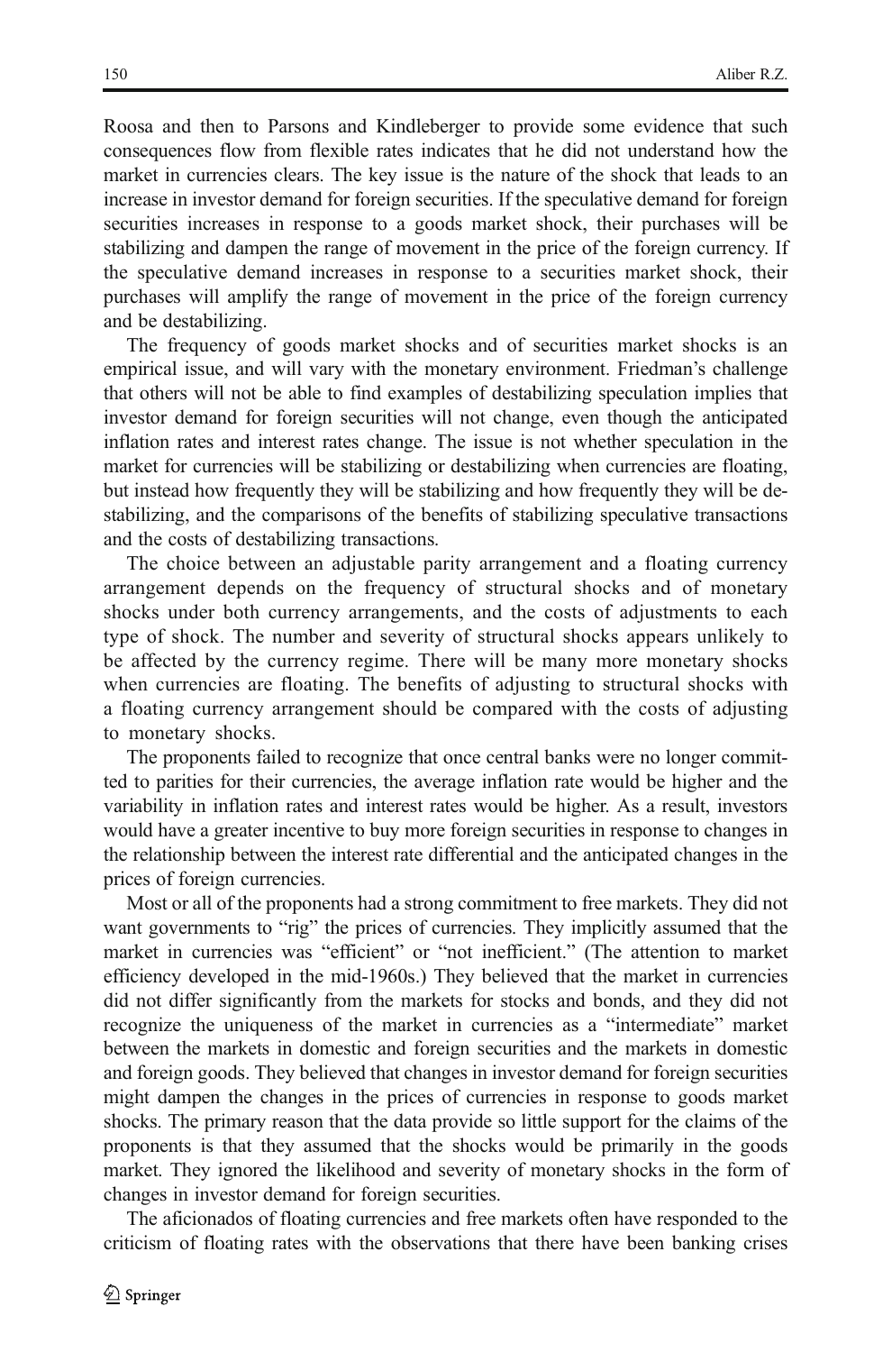Roosa and then to Parsons and Kindleberger to provide some evidence that such consequences flow from flexible rates indicates that he did not understand how the market in currencies clears. The key issue is the nature of the shock that leads to an increase in investor demand for foreign securities. If the speculative demand for foreign securities increases in response to a goods market shock, their purchases will be stabilizing and dampen the range of movement in the price of the foreign currency. If the speculative demand increases in response to a securities market shock, their purchases will amplify the range of movement in the price of the foreign currency and be destabilizing.

The frequency of goods market shocks and of securities market shocks is an empirical issue, and will vary with the monetary environment. Friedman's challenge that others will not be able to find examples of destabilizing speculation implies that investor demand for foreign securities will not change, even though the anticipated inflation rates and interest rates change. The issue is not whether speculation in the market for currencies will be stabilizing or destabilizing when currencies are floating, but instead how frequently they will be stabilizing and how frequently they will be destabilizing, and the comparisons of the benefits of stabilizing speculative transactions and the costs of destabilizing transactions.

The choice between an adjustable parity arrangement and a floating currency arrangement depends on the frequency of structural shocks and of monetary shocks under both currency arrangements, and the costs of adjustments to each type of shock. The number and severity of structural shocks appears unlikely to be affected by the currency regime. There will be many more monetary shocks when currencies are floating. The benefits of adjusting to structural shocks with a floating currency arrangement should be compared with the costs of adjusting to monetary shocks.

The proponents failed to recognize that once central banks were no longer committed to parities for their currencies, the average inflation rate would be higher and the variability in inflation rates and interest rates would be higher. As a result, investors would have a greater incentive to buy more foreign securities in response to changes in the relationship between the interest rate differential and the anticipated changes in the prices of foreign currencies.

Most or all of the proponents had a strong commitment to free markets. They did not want governments to "rig" the prices of currencies. They implicitly assumed that the market in currencies was "efficient" or "not inefficient." (The attention to market efficiency developed in the mid-1960s.) They believed that the market in currencies did not differ significantly from the markets for stocks and bonds, and they did not recognize the uniqueness of the market in currencies as a "intermediate" market between the markets in domestic and foreign securities and the markets in domestic and foreign goods. They believed that changes in investor demand for foreign securities might dampen the changes in the prices of currencies in response to goods market shocks. The primary reason that the data provide so little support for the claims of the proponents is that they assumed that the shocks would be primarily in the goods market. They ignored the likelihood and severity of monetary shocks in the form of changes in investor demand for foreign securities.

The aficionados of floating currencies and free markets often have responded to the criticism of floating rates with the observations that there have been banking crises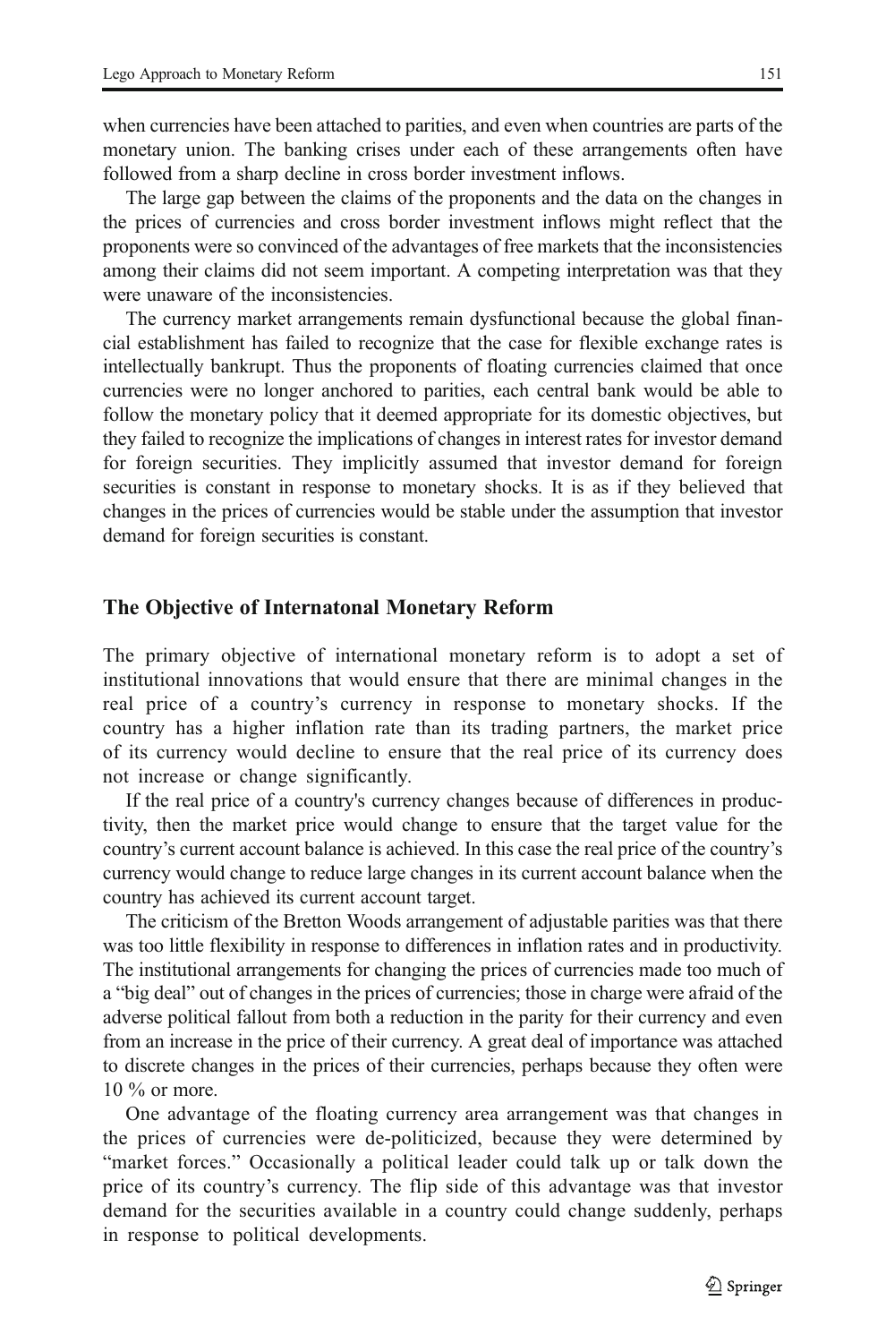when currencies have been attached to parities, and even when countries are parts of the monetary union. The banking crises under each of these arrangements often have followed from a sharp decline in cross border investment inflows.

The large gap between the claims of the proponents and the data on the changes in the prices of currencies and cross border investment inflows might reflect that the proponents were so convinced of the advantages of free markets that the inconsistencies among their claims did not seem important. A competing interpretation was that they were unaware of the inconsistencies.

The currency market arrangements remain dysfunctional because the global financial establishment has failed to recognize that the case for flexible exchange rates is intellectually bankrupt. Thus the proponents of floating currencies claimed that once currencies were no longer anchored to parities, each central bank would be able to follow the monetary policy that it deemed appropriate for its domestic objectives, but they failed to recognize the implications of changes in interest rates for investor demand for foreign securities. They implicitly assumed that investor demand for foreign securities is constant in response to monetary shocks. It is as if they believed that changes in the prices of currencies would be stable under the assumption that investor demand for foreign securities is constant.

## The Objective of Internatonal Monetary Reform

The primary objective of international monetary reform is to adopt a set of institutional innovations that would ensure that there are minimal changes in the real price of a country's currency in response to monetary shocks. If the country has a higher inflation rate than its trading partners, the market price of its currency would decline to ensure that the real price of its currency does not increase or change significantly.

If the real price of a country's currency changes because of differences in productivity, then the market price would change to ensure that the target value for the country's current account balance is achieved. In this case the real price of the country's currency would change to reduce large changes in its current account balance when the country has achieved its current account target.

The criticism of the Bretton Woods arrangement of adjustable parities was that there was too little flexibility in response to differences in inflation rates and in productivity. The institutional arrangements for changing the prices of currencies made too much of a "big deal" out of changes in the prices of currencies; those in charge were afraid of the adverse political fallout from both a reduction in the parity for their currency and even from an increase in the price of their currency. A great deal of importance was attached to discrete changes in the prices of their currencies, perhaps because they often were 10 % or more.

One advantage of the floating currency area arrangement was that changes in the prices of currencies were de-politicized, because they were determined by "market forces." Occasionally a political leader could talk up or talk down the price of its country's currency. The flip side of this advantage was that investor demand for the securities available in a country could change suddenly, perhaps in response to political developments.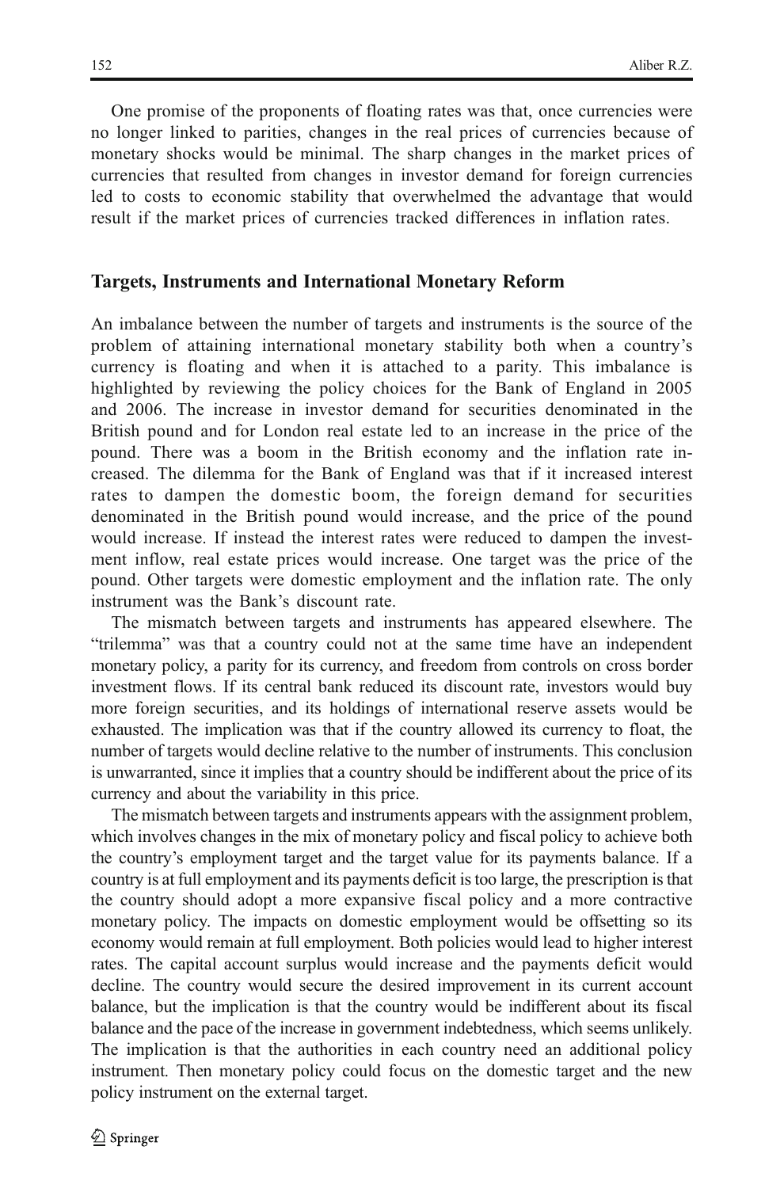One promise of the proponents of floating rates was that, once currencies were no longer linked to parities, changes in the real prices of currencies because of monetary shocks would be minimal. The sharp changes in the market prices of currencies that resulted from changes in investor demand for foreign currencies led to costs to economic stability that overwhelmed the advantage that would result if the market prices of currencies tracked differences in inflation rates.

## Targets, Instruments and International Monetary Reform

An imbalance between the number of targets and instruments is the source of the problem of attaining international monetary stability both when a country's currency is floating and when it is attached to a parity. This imbalance is highlighted by reviewing the policy choices for the Bank of England in 2005 and 2006. The increase in investor demand for securities denominated in the British pound and for London real estate led to an increase in the price of the pound. There was a boom in the British economy and the inflation rate increased. The dilemma for the Bank of England was that if it increased interest rates to dampen the domestic boom, the foreign demand for securities denominated in the British pound would increase, and the price of the pound would increase. If instead the interest rates were reduced to dampen the investment inflow, real estate prices would increase. One target was the price of the pound. Other targets were domestic employment and the inflation rate. The only instrument was the Bank's discount rate.

The mismatch between targets and instruments has appeared elsewhere. The "trilemma" was that a country could not at the same time have an independent monetary policy, a parity for its currency, and freedom from controls on cross border investment flows. If its central bank reduced its discount rate, investors would buy more foreign securities, and its holdings of international reserve assets would be exhausted. The implication was that if the country allowed its currency to float, the number of targets would decline relative to the number of instruments. This conclusion is unwarranted, since it implies that a country should be indifferent about the price of its currency and about the variability in this price.

The mismatch between targets and instruments appears with the assignment problem, which involves changes in the mix of monetary policy and fiscal policy to achieve both the country's employment target and the target value for its payments balance. If a country is at full employment and its payments deficit is too large, the prescription is that the country should adopt a more expansive fiscal policy and a more contractive monetary policy. The impacts on domestic employment would be offsetting so its economy would remain at full employment. Both policies would lead to higher interest rates. The capital account surplus would increase and the payments deficit would decline. The country would secure the desired improvement in its current account balance, but the implication is that the country would be indifferent about its fiscal balance and the pace of the increase in government indebtedness, which seems unlikely. The implication is that the authorities in each country need an additional policy instrument. Then monetary policy could focus on the domestic target and the new policy instrument on the external target.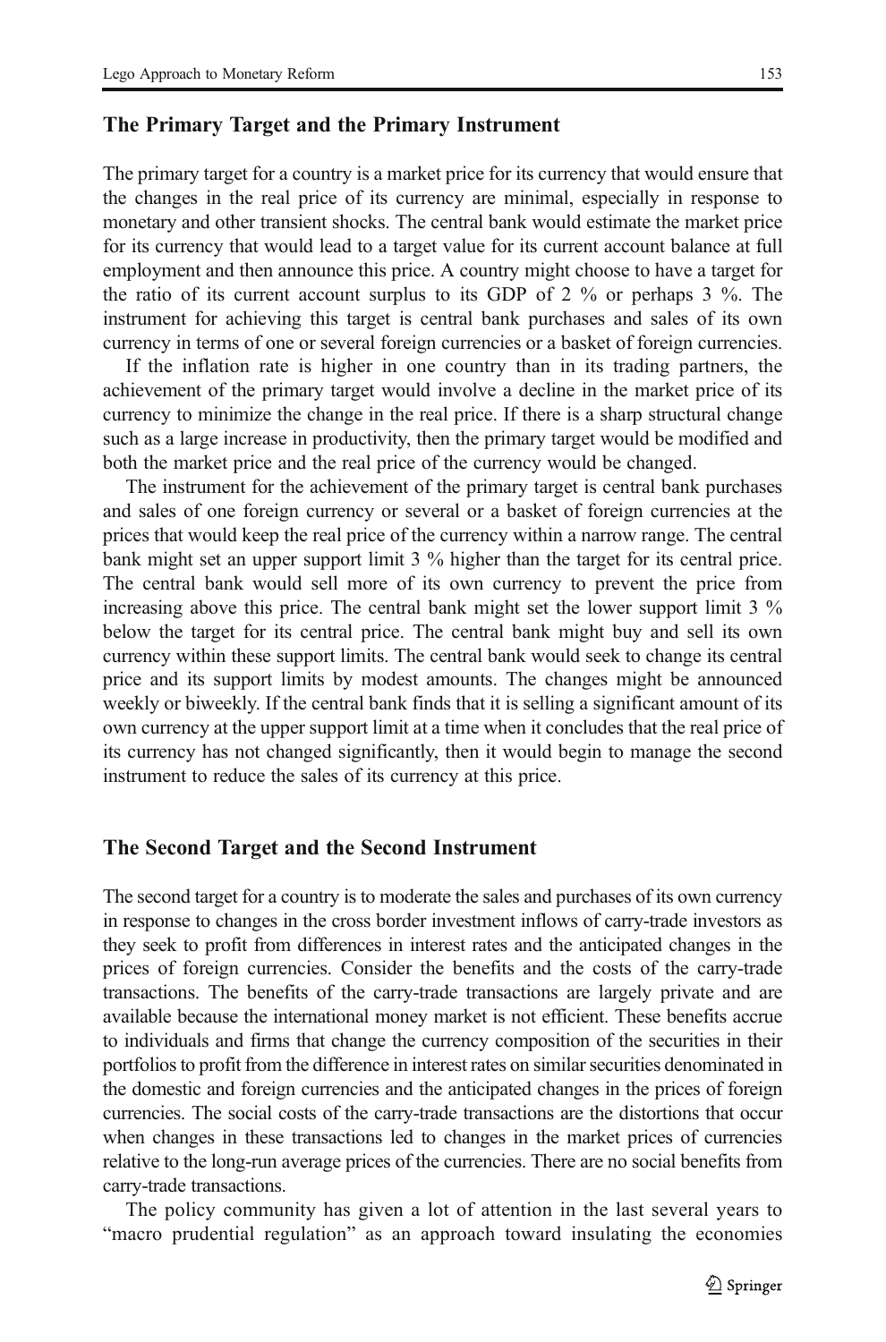## The Primary Target and the Primary Instrument

The primary target for a country is a market price for its currency that would ensure that the changes in the real price of its currency are minimal, especially in response to monetary and other transient shocks. The central bank would estimate the market price for its currency that would lead to a target value for its current account balance at full employment and then announce this price. A country might choose to have a target for the ratio of its current account surplus to its GDP of 2 % or perhaps 3 %. The instrument for achieving this target is central bank purchases and sales of its own currency in terms of one or several foreign currencies or a basket of foreign currencies.

If the inflation rate is higher in one country than in its trading partners, the achievement of the primary target would involve a decline in the market price of its currency to minimize the change in the real price. If there is a sharp structural change such as a large increase in productivity, then the primary target would be modified and both the market price and the real price of the currency would be changed.

The instrument for the achievement of the primary target is central bank purchases and sales of one foreign currency or several or a basket of foreign currencies at the prices that would keep the real price of the currency within a narrow range. The central bank might set an upper support limit 3 % higher than the target for its central price. The central bank would sell more of its own currency to prevent the price from increasing above this price. The central bank might set the lower support limit 3 % below the target for its central price. The central bank might buy and sell its own currency within these support limits. The central bank would seek to change its central price and its support limits by modest amounts. The changes might be announced weekly or biweekly. If the central bank finds that it is selling a significant amount of its own currency at the upper support limit at a time when it concludes that the real price of its currency has not changed significantly, then it would begin to manage the second instrument to reduce the sales of its currency at this price.

## The Second Target and the Second Instrument

The second target for a country is to moderate the sales and purchases of its own currency in response to changes in the cross border investment inflows of carry-trade investors as they seek to profit from differences in interest rates and the anticipated changes in the prices of foreign currencies. Consider the benefits and the costs of the carry-trade transactions. The benefits of the carry-trade transactions are largely private and are available because the international money market is not efficient. These benefits accrue to individuals and firms that change the currency composition of the securities in their portfolios to profit from the difference in interest rates on similar securities denominated in the domestic and foreign currencies and the anticipated changes in the prices of foreign currencies. The social costs of the carry-trade transactions are the distortions that occur when changes in these transactions led to changes in the market prices of currencies relative to the long-run average prices of the currencies. There are no social benefits from carry-trade transactions.

The policy community has given a lot of attention in the last several years to "macro prudential regulation" as an approach toward insulating the economies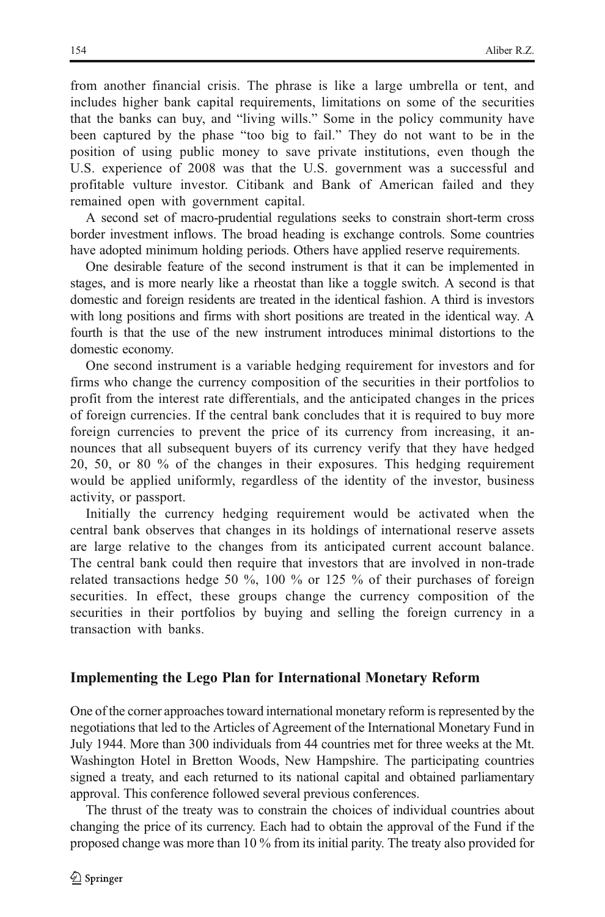from another financial crisis. The phrase is like a large umbrella or tent, and includes higher bank capital requirements, limitations on some of the securities that the banks can buy, and "living wills." Some in the policy community have been captured by the phase "too big to fail." They do not want to be in the position of using public money to save private institutions, even though the U.S. experience of 2008 was that the U.S. government was a successful and profitable vulture investor. Citibank and Bank of American failed and they remained open with government capital.

A second set of macro-prudential regulations seeks to constrain short-term cross border investment inflows. The broad heading is exchange controls. Some countries have adopted minimum holding periods. Others have applied reserve requirements.

One desirable feature of the second instrument is that it can be implemented in stages, and is more nearly like a rheostat than like a toggle switch. A second is that domestic and foreign residents are treated in the identical fashion. A third is investors with long positions and firms with short positions are treated in the identical way. A fourth is that the use of the new instrument introduces minimal distortions to the domestic economy.

One second instrument is a variable hedging requirement for investors and for firms who change the currency composition of the securities in their portfolios to profit from the interest rate differentials, and the anticipated changes in the prices of foreign currencies. If the central bank concludes that it is required to buy more foreign currencies to prevent the price of its currency from increasing, it announces that all subsequent buyers of its currency verify that they have hedged 20, 50, or 80 % of the changes in their exposures. This hedging requirement would be applied uniformly, regardless of the identity of the investor, business activity, or passport.

Initially the currency hedging requirement would be activated when the central bank observes that changes in its holdings of international reserve assets are large relative to the changes from its anticipated current account balance. The central bank could then require that investors that are involved in non-trade related transactions hedge 50 %, 100 % or 125 % of their purchases of foreign securities. In effect, these groups change the currency composition of the securities in their portfolios by buying and selling the foreign currency in a transaction with banks.

## Implementing the Lego Plan for International Monetary Reform

One of the corner approaches toward international monetary reform is represented by the negotiations that led to the Articles of Agreement of the International Monetary Fund in July 1944. More than 300 individuals from 44 countries met for three weeks at the Mt. Washington Hotel in Bretton Woods, New Hampshire. The participating countries signed a treaty, and each returned to its national capital and obtained parliamentary approval. This conference followed several previous conferences.

The thrust of the treaty was to constrain the choices of individual countries about changing the price of its currency. Each had to obtain the approval of the Fund if the proposed change was more than 10 % from its initial parity. The treaty also provided for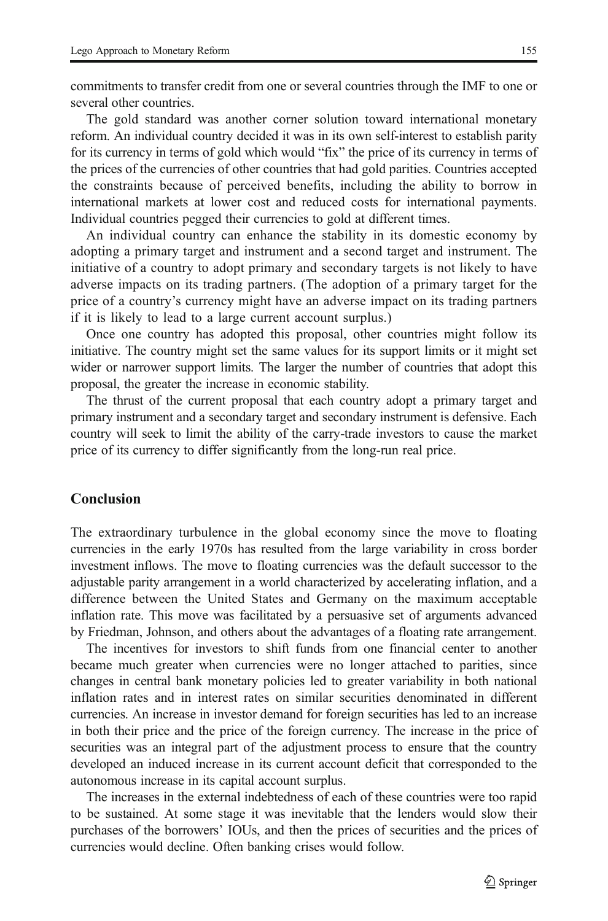commitments to transfer credit from one or several countries through the IMF to one or several other countries.

The gold standard was another corner solution toward international monetary reform. An individual country decided it was in its own self-interest to establish parity for its currency in terms of gold which would "fix" the price of its currency in terms of the prices of the currencies of other countries that had gold parities. Countries accepted the constraints because of perceived benefits, including the ability to borrow in international markets at lower cost and reduced costs for international payments. Individual countries pegged their currencies to gold at different times.

An individual country can enhance the stability in its domestic economy by adopting a primary target and instrument and a second target and instrument. The initiative of a country to adopt primary and secondary targets is not likely to have adverse impacts on its trading partners. (The adoption of a primary target for the price of a country's currency might have an adverse impact on its trading partners if it is likely to lead to a large current account surplus.)

Once one country has adopted this proposal, other countries might follow its initiative. The country might set the same values for its support limits or it might set wider or narrower support limits. The larger the number of countries that adopt this proposal, the greater the increase in economic stability.

The thrust of the current proposal that each country adopt a primary target and primary instrument and a secondary target and secondary instrument is defensive. Each country will seek to limit the ability of the carry-trade investors to cause the market price of its currency to differ significantly from the long-run real price.

## Conclusion

The extraordinary turbulence in the global economy since the move to floating currencies in the early 1970s has resulted from the large variability in cross border investment inflows. The move to floating currencies was the default successor to the adjustable parity arrangement in a world characterized by accelerating inflation, and a difference between the United States and Germany on the maximum acceptable inflation rate. This move was facilitated by a persuasive set of arguments advanced by Friedman, Johnson, and others about the advantages of a floating rate arrangement.

The incentives for investors to shift funds from one financial center to another became much greater when currencies were no longer attached to parities, since changes in central bank monetary policies led to greater variability in both national inflation rates and in interest rates on similar securities denominated in different currencies. An increase in investor demand for foreign securities has led to an increase in both their price and the price of the foreign currency. The increase in the price of securities was an integral part of the adjustment process to ensure that the country developed an induced increase in its current account deficit that corresponded to the autonomous increase in its capital account surplus.

The increases in the external indebtedness of each of these countries were too rapid to be sustained. At some stage it was inevitable that the lenders would slow their purchases of the borrowers' IOUs, and then the prices of securities and the prices of currencies would decline. Often banking crises would follow.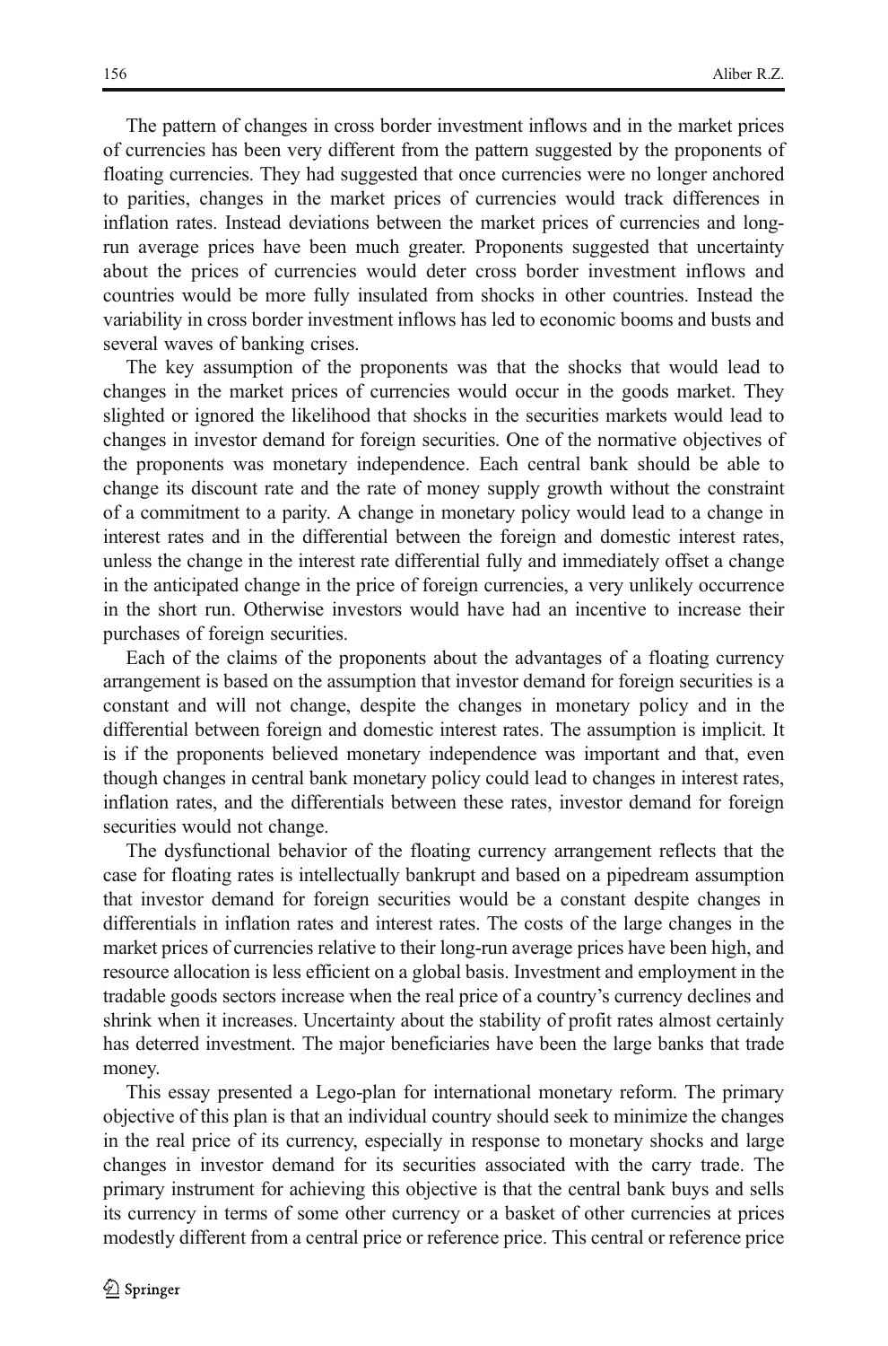The pattern of changes in cross border investment inflows and in the market prices of currencies has been very different from the pattern suggested by the proponents of floating currencies. They had suggested that once currencies were no longer anchored to parities, changes in the market prices of currencies would track differences in inflation rates. Instead deviations between the market prices of currencies and long-run average prices have been much greater. Proponents suggested that uncertainty about the prices of currencies would deter cross border investment inflows and countries would be more fully insulated from shocks in other countries. Instead the variability in cross border investment inflows has led to economic booms and busts and several waves of banking crises.

The key assumption of the proponents was that the shocks that would lead to changes in the market prices of currencies would occur in the goods market. They slighted or ignored the likelihood that shocks in the securities markets would lead to changes in investor demand for foreign securities. One of the normative objectives of the proponents was monetary independence. Each central bank should be able to change its discount rate and the rate of money supply growth without the constraint of a commitment to a parity. A change in monetary policy would lead to a change in interest rates and in the differential between the foreign and domestic interest rates, unless the change in the interest rate differential fully and immediately offset a change in the anticipated change in the price of foreign currencies, a very unlikely occurrence in the short run. Otherwise investors would have had an incentive to increase their purchases of foreign securities.

Each of the claims of the proponents about the advantages of a floating currency arrangement is based on the assumption that investor demand for foreign securities is a constant and will not change, despite the changes in monetary policy and in the differential between foreign and domestic interest rates. The assumption is implicit. It is if the proponents believed monetary independence was important and that, even though changes in central bank monetary policy could lead to changes in interest rates, inflation rates, and the differentials between these rates, investor demand for foreign securities would not change.

The dysfunctional behavior of the floating currency arrangement reflects that the case for floating rates is intellectually bankrupt and based on a pipedream assumption that investor demand for foreign securities would be a constant despite changes in differentials in inflation rates and interest rates. The costs of the large changes in the market prices of currencies relative to their long-run average prices have been high, and resource allocation is less efficient on a global basis. Investment and employment in the tradable goods sectors increase when the real price of a country's currency declines and shrink when it increases. Uncertainty about the stability of profit rates almost certainly has deterred investment. The major beneficiaries have been the large banks that trade money.

This essay presented a Lego-plan for international monetary reform. The primary objective of this plan is that an individual country should seek to minimize the changes in the real price of its currency, especially in response to monetary shocks and large changes in investor demand for its securities associated with the carry trade. The primary instrument for achieving this objective is that the central bank buys and sells its currency in terms of some other currency or a basket of other currencies at prices modestly different from a central price or reference price. This central or reference price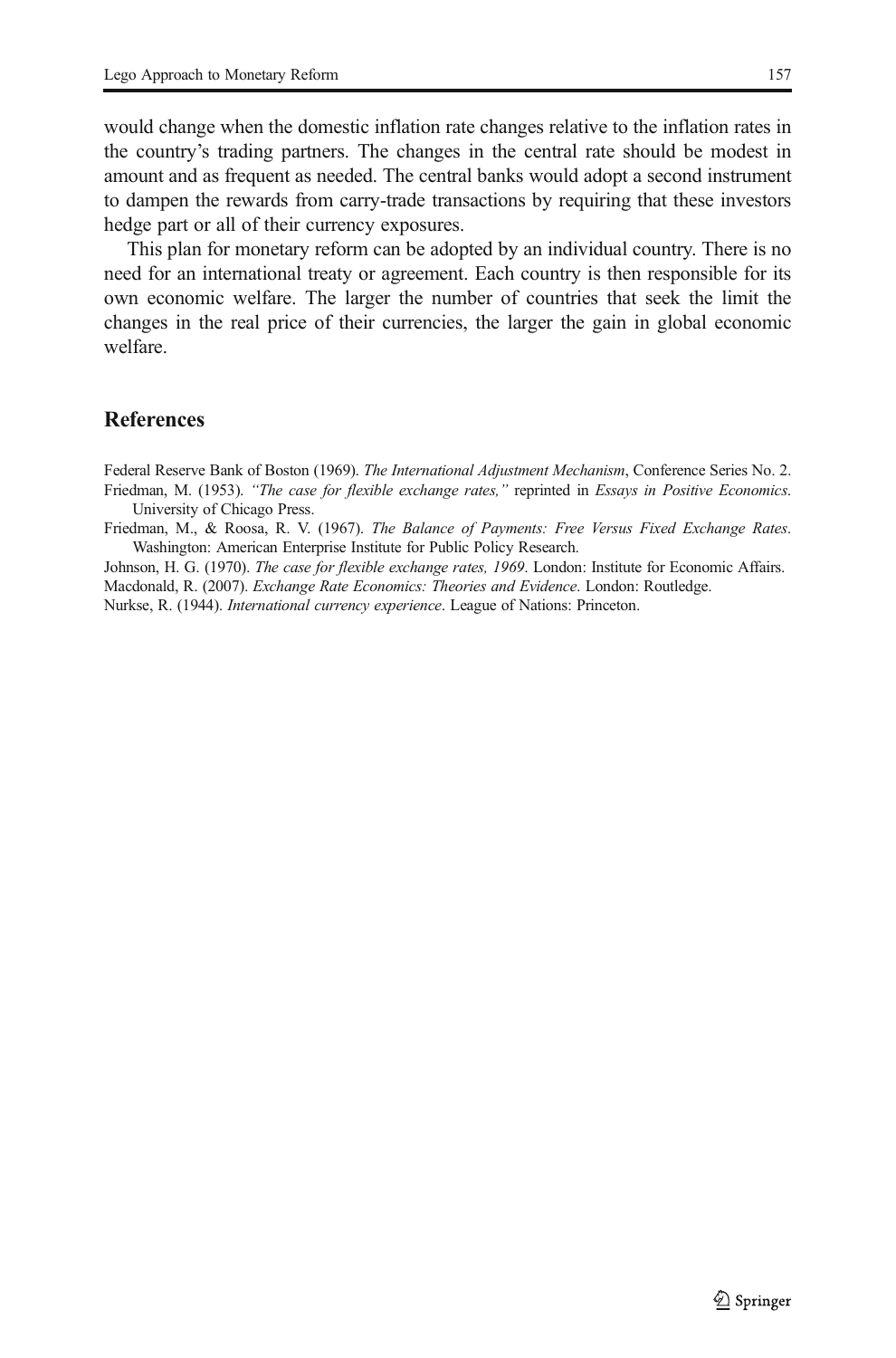would change when the domestic inflation rate changes relative to the inflation rates in the country's trading partners. The changes in the central rate should be modest in amount and as frequent as needed. The central banks would adopt a second instrument to dampen the rewards from carry-trade transactions by requiring that these investors hedge part or all of their currency exposures.

This plan for monetary reform can be adopted by an individual country. There is no need for an international treaty or agreement. Each country is then responsible for its own economic welfare. The larger the number of countries that seek the limit the changes in the real price of their currencies, the larger the gain in global economic welfare.

## References

Federal Reserve Bank of Boston (1969). *The International Adjustment Mechanism*, Conference Series No. 2.

Friedman, M. (1953). *"The case for flexible exchange rates,"* reprinted in *Essays in Positive Economics*. University of Chicago Press.

Friedman, M., & Roosa, R. V. (1967). *The Balance of Payments: Free Versus Fixed Exchange Rates*. Washington: American Enterprise Institute for Public Policy Research.

Johnson, H. G. (1970). *The case for flexible exchange rates, 1969*. London: Institute for Economic Affairs.

Macdonald, R. (2007). *Exchange Rate Economics: Theories and Evidence*. London: Routledge.

Nurkse, R. (1944). *International currency experience*. League of Nations: Princeton.